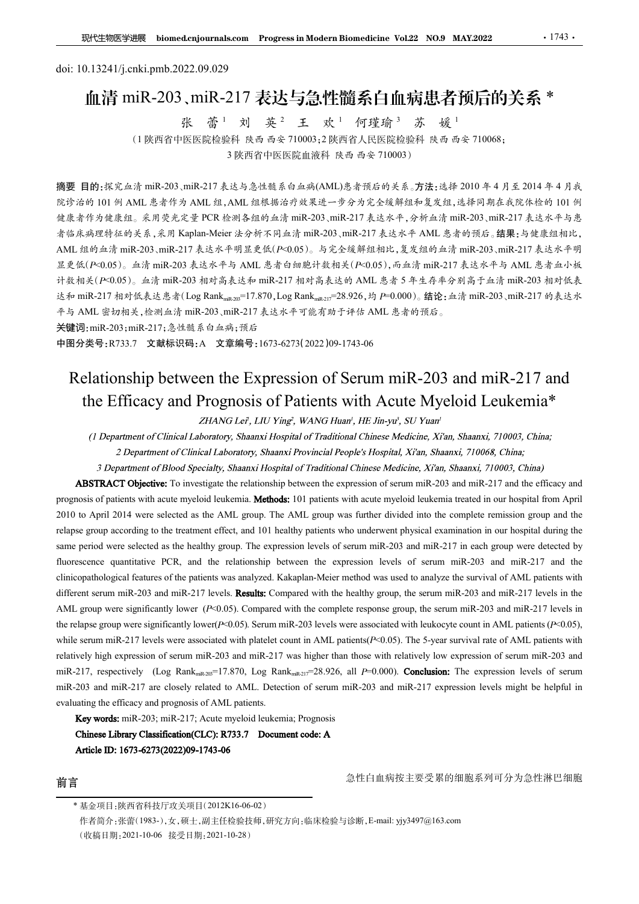doi: 10.13241/j.cnki.pmb.2022.09.029

# 血清 miR-203、miR-217 表达与急性髓系白血病患者预后的关系 *

张 蕾[1] 刘 英[2] 王 欢[1] 何瑾瑜[3] 苏 媛[1]

（1 陕西省中医医院检验科 陕西 西安 710003；2 陕西省人民医院检验科 陕西 西安 710068；3 陕西省中医医院血液科 陕西 西安 710003）

**摘要 目的：**探究血清 miR-203、miR-217 表达与急性髓系白血病(AML)患者预后的关系。**方法：**选择 2010 年 4 月至 2014 年 4 月我院诊治的 101 例 AML 患者作为 AML 组，AML 组根据治疗效果进一步分为完全缓解组和复发组，选择同期在我院体检的 101 例健康者作为健康组。采用荧光定量 PCR 检测各组的血清 miR-203、miR-217 表达水平，分析血清 miR-203、miR-217 表达水平与患者临床病理特征的关系，采用 Kaplan-Meier 法分析不同血清 miR-203、miR-217 表达水平 AML 患者的预后。**结果：**与健康组相比，AML 组的血清 miR-203、miR-217 表达水平明显更低($P$<0.05)。与完全缓解组相比，复发组的血清 miR-203、miR-217 表达水平明显更低($P$<0.05)。血清 miR-203 表达水平与 AML 患者白细胞计数相关($P$<0.05)，而血清 miR-217 表达水平与 AML 患者血小板计数相关($P$<0.05)。血清 miR-203 相对高表达和 miR-217 相对高表达的 AML 患者 5 年生存率分别高于血清 miR-203 相对低表达和 miR-217 相对低表达患者(Log $Rank_{miR-203}$=17.870，Log $Rank_{miR-217}$=28.926，均 $P$=0.000)。**结论：**血清 miR-203、miR-217 的表达水平与 AML 密切相关，检测血清 miR-203、miR-217 表达水平可能有助于评估 AML 患者的预后。

**关键词：**miR-203；miR-217；急性髓系白血病；预后

**中图分类号：**R733.7 **文献标识码：**A **文章编号：**1673-6273(2022)09-1743-06

# Relationship between the Expression of Serum miR-203 and miR-217 and the Efficacy and Prognosis of Patients with Acute Myeloid Leukemia*

*ZHANG Lei[1], LIU Ying[2], WANG Huan[1], HE Jin-yu[3], SU Yuan[1]*

*(1 Department of Clinical Laboratory, Shaanxi Hospital of Traditional Chinese Medicine, Xi'an, Shaanxi, 710003, China; 2 Department of Clinical Laboratory, Shaanxi Provincial People's Hospital, Xi'an, Shaanxi, 710068, China; 3 Department of Blood Specialty, Shaanxi Hospital of Traditional Chinese Medicine, Xi'an, Shaanxi, 710003, China)*

**ABSTRACT Objective:** To investigate the relationship between the expression of serum miR-203 and miR-217 and the efficacy and prognosis of patients with acute myeloid leukemia. **Methods:** 101 patients with acute myeloid leukemia treated in our hospital from April 2010 to April 2014 were selected as the AML group. The AML group was further divided into the complete remission group and the relapse group according to the treatment effect, and 101 healthy patients who underwent physical examination in our hospital during the same period were selected as the healthy group. The expression levels of serum miR-203 and miR-217 in each group were detected by fluorescence quantitative PCR, and the relationship between the expression levels of serum miR-203 and miR-217 and the clinicopathological features of the patients was analyzed. Kakaplan-Meier method was used to analyze the survival of AML patients with different serum miR-203 and miR-217 levels. **Results:** Compared with the healthy group, the serum miR-203 and miR-217 levels in the AML group were significantly lower ($P$<0.05). Compared with the complete response group, the serum miR-203 and miR-217 levels in the relapse group were significantly lower($P$<0.05). Serum miR-203 levels were associated with leukocyte count in AML patients ($P$<0.05), while serum miR-217 levels were associated with platelet count in AML patients($P$<0.05). The 5-year survival rate of AML patients with relatively high expression of serum miR-203 and miR-217 was higher than those with relatively low expression of serum miR-203 and miR-217, respectively (Log $Rank_{miR-203}$=17.870, Log $Rank_{miR-217}$=28.926, all $P$=0.000). **Conclusion:** The expression levels of serum miR-203 and miR-217 are closely related to AML. Detection of serum miR-203 and miR-217 expression levels might be helpful in evaluating the efficacy and prognosis of AML patients.

**Key words:** miR-203; miR-217; Acute myeloid leukemia; Prognosis

**Chinese Library Classification(CLC): R733.7 Document code: A**

**Article ID: 1673-6273(2022)09-1743-06**

## 前言

急性白血病按主要受累的细胞系列可分为急性淋巴细胞

---

* 基金项目：陕西省科技厅攻关项目(2012K16-06-02)

作者简介：张蕾(1983-)，女，硕士，副主任检验技师，研究方向：临床检验与诊断，E-mail: yjy3497@163.com

(收稿日期：2021-10-06 接受日期：2021-10-28)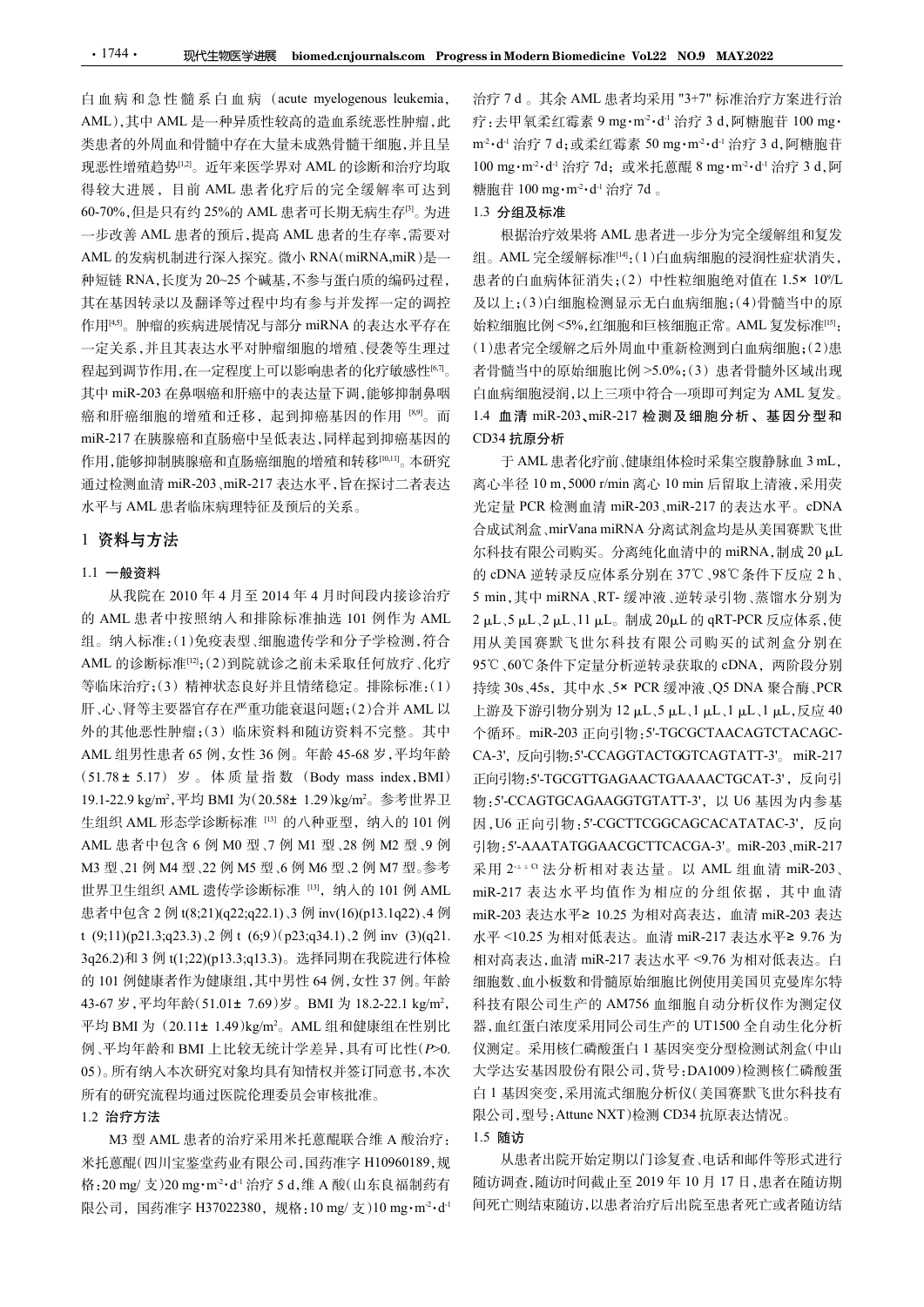白血病和急性髓系白血病（acute myelogenous leukemia，AML），其中 AML 是一种异质性较高的造血系统恶性肿瘤，此类患者的外周血和骨髓中存在大量未成熟骨髓干细胞，并且呈现恶性增殖趋势[1,2]。近年来医学界对 AML 的诊断和治疗均取得较大进展，目前 AML 患者化疗后的完全缓解率可达到 60-70%，但是只有约 25%的 AML 患者可长期无病生存[3]。为进一步改善 AML 患者的预后，提高 AML 患者的生存率，需要对 AML 的发病机制进行深入探究。微小 RNA(miRNA,miR)是一种短链 RNA，长度为 20~25 个碱基，不参与蛋白质的编码过程，其在基因转录以及翻译等过程中均有参与并发挥一定的调控作用[4,5]。肿瘤的疾病进展情况与部分 miRNA 的表达水平存在一定关系，并且其表达水平对肿瘤细胞的增殖、侵袭等生理过程起到调节作用，在一定程度上可以影响患者的化疗敏感性[6,7]。其中 miR-203 在鼻咽癌和肝癌中的表达量下调，能够抑制鼻咽癌和肝癌细胞的增殖和迁移，起到抑癌基因的作用[8,9]。而 miR-217 在胰腺癌和直肠癌中呈低表达，同样起到抑癌基因的作用，能够抑制胰腺癌和直肠癌细胞的增殖和转移[10,11]。本研究通过检测血清 miR-203、miR-217 表达水平，旨在探讨二者表达水平与 AML 患者临床病理特征及预后的关系。

# 1 资料与方法

## 1.1 一般资料

从我院在 2010 年 4 月至 2014 年 4 月时间段内接诊治疗的 AML 患者中按照纳入和排除标准抽选 101 例作为 AML 组。纳入标准：(1)免疫表型、细胞遗传学和分子学检测，符合 AML 的诊断标准[12]；(2)到院就诊之前未采取任何放疗、化疗等临床治疗；(3) 精神状态良好并且情绪稳定。排除标准：(1)肝、心、肾等主要器官存在严重功能衰退问题；(2)合并 AML 以外的其他恶性肿瘤；(3) 临床资料和随访资料不完整。其中 AML 组男性患者 65 例，女性 36 例。年龄 45-68 岁，平均年龄 (51.78±5.17) 岁。体质量指数 (Body mass index,BMI) 19.1-22.9 kg/m$^2$，平均 BMI 为(20.58±1.29)kg/m$^2$。参考世界卫生组织 AML 形态学诊断标准[13]的八种亚型，纳入的 101 例 AML 患者中包含 6 例 M0 型、7 例 M1 型、28 例 M2 型、9 例 M3 型、21 例 M4 型、22 例 M5 型、6 例 M6 型、2 例 M7 型。参考世界卫生组织 AML 遗传学诊断标准[13]，纳入的 101 例 AML 患者中包含 2 例 t(8;21)(q22;q22.1)、3 例 inv(16)(p13.1q22)、4 例 t (9;11)(p21.3;q23.3)、2 例 t (6;9)(p23;q34.1)、2 例 inv (3)(q21.3q26.2)和 3 例 t(1;22)(p13.3;q13.3)。选择同期在我院进行体检的 101 例健康者作为健康组，其中男性 64 例，女性 37 例。年龄 43-67 岁，平均年龄(51.01±7.69)岁。BMI 为 18.2-22.1 kg/m$^2$，平均 BMI 为 (20.11±1.49)kg/m$^2$。AML 组和健康组在性别比例、平均年龄和 BMI 上比较无统计学差异，具有可比性($P$>0.05)。所有纳入本次研究对象均具有知情权并签订同意书，本次所有的研究流程均通过医院伦理委员会审核批准。

## 1.2 治疗方法

M3 型 AML 患者的治疗采用米托蒽醌联合维 A 酸治疗：米托蒽醌(四川宝鉴堂药业有限公司，国药准字 H10960189，规格：20 mg/ 支)20 mg·m$^{-2}$·d$^{-1}$ 治疗 5 d，维 A 酸(山东良福制药有限公司，国药准字 H37022380，规格：10 mg/ 支)10 mg·m$^{-2}$·d$^{-1}$ 治疗 7 d。其余 AML 患者均采用 "3+7" 标准治疗方案进行治疗：去甲氧柔红霉素 9 mg·m$^{-2}$·d$^{-1}$ 治疗 3 d，阿糖胞苷 100 mg·m$^{-2}$·d$^{-1}$ 治疗 7 d；或柔红霉素 50 mg·m$^{-2}$·d$^{-1}$ 治疗 3 d，阿糖胞苷 100 mg·m$^{-2}$·d$^{-1}$ 治疗 7d；或米托蒽醌 8 mg·m$^{-2}$·d$^{-1}$ 治疗 3 d，阿糖胞苷 100 mg·m$^{-2}$·d$^{-1}$ 治疗 7d。

## 1.3 分组及标准

根据治疗效果将 AML 患者进一步分为完全缓解组和复发组。AML 完全缓解标准[14]：(1)白血病细胞的浸润性症状消失，患者的白血病体征消失；(2) 中性粒细胞绝对值在 1.5× 10$^9$/L 及以上；(3)白细胞检测显示无白血病细胞；(4)骨髓当中的原始粒细胞比例 <5%，红细胞和巨核细胞正常。AML 复发标准[15]：(1)患者完全缓解之后外周血中重新检测到白血病细胞；(2)患者骨髓当中的原始细胞比例 >5.0%；(3) 患者骨髓外区域出现白血病细胞浸润，以上三项中符合一项即可判定为 AML 复发。

## 1.4 血清 miR-203、miR-217 检测及细胞分析、基因分型和 CD34 抗原分析

于 AML 患者化疗前、健康组体检时采集空腹静脉血 3 mL，离心半径 10 m，5000 r/min 离心 10 min 后留取上清液，采用荧光定量 PCR 检测血清 miR-203、miR-217 的表达水平。cDNA 合成试剂盒、mirVana miRNA 分离试剂盒均是从美国赛默飞世尔科技有限公司购买。分离纯化血清中的 miRNA，制成 20 μL 的 cDNA 逆转录反应体系分别在 37℃、98℃条件下反应 2 h、5 min，其中 miRNA、RT- 缓冲液、逆转录引物、蒸馏水分别为 2 μL、5 μL、2 μL、11 μL。制成 20μL 的 qRT-PCR 反应体系，使用从美国赛默飞世尔科技有限公司购买的试剂盒分别在 95℃、60℃条件下定量分析逆转录获取的 cDNA，两阶段分别持续 30s、45s，其中水、5× PCR 缓冲液、Q5 DNA 聚合酶、PCR 上游及下游引物分别为 12 μL、5 μL、1 μL、1 μL、1 μL，反应 40 个循环。miR-203 正向引物：5'-TGCGCTAACAGTCTACAGC-CA-3'，反向引物：5'-CCAGGTACTGGTCAGTATT-3'。miR-217 正向引物：5'-TGCGTTGAGAACTGAAAACTGCAT-3'，反向引物：5'-CCAGTGCAGAAGGTGTATT-3'，以 U6 基因为内参基因，U6 正向引物：5'-CGCTTCGGCAGCACATATAC-3'，反向引物：5'-AAATATGGAACGCTTCACGA-3'。miR-203、miR-217 采用 $2^{-\Delta\Delta Ct}$ 法分析相对表达量。以 AML 组血清 miR-203、miR-217 表达水平均值作为相应的分组依据，其中血清 miR-203 表达水平≥ 10.25 为相对高表达，血清 miR-203 表达水平 <10.25 为相对低表达。血清 miR-217 表达水平≥ 9.76 为相对高表达，血清 miR-217 表达水平 <9.76 为相对低表达。白细胞数、血小板数和骨髓原始细胞比例使用美国贝克曼库尔特科技有限公司生产的 AM756 血细胞自动分析仪作为测定仪器，血红蛋白浓度采用同公司生产的 UT1500 全自动生化分析仪测定。采用核仁磷酸蛋白 1 基因突变分型检测试剂盒(中山大学达安基因股份有限公司，货号：DA1009)检测核仁磷酸蛋白 1 基因突变，采用流式细胞分析仪(美国赛默飞世尔科技有限公司，型号：Attune NXT)检测 CD34 抗原表达情况。

## 1.5 随访

从患者出院开始定期以门诊复查、电话和邮件等形式进行随访调查，随访时间截止至 2019 年 10 月 17 日，患者在随访期间死亡则结束随访，以患者治疗后出院至患者死亡或者随访结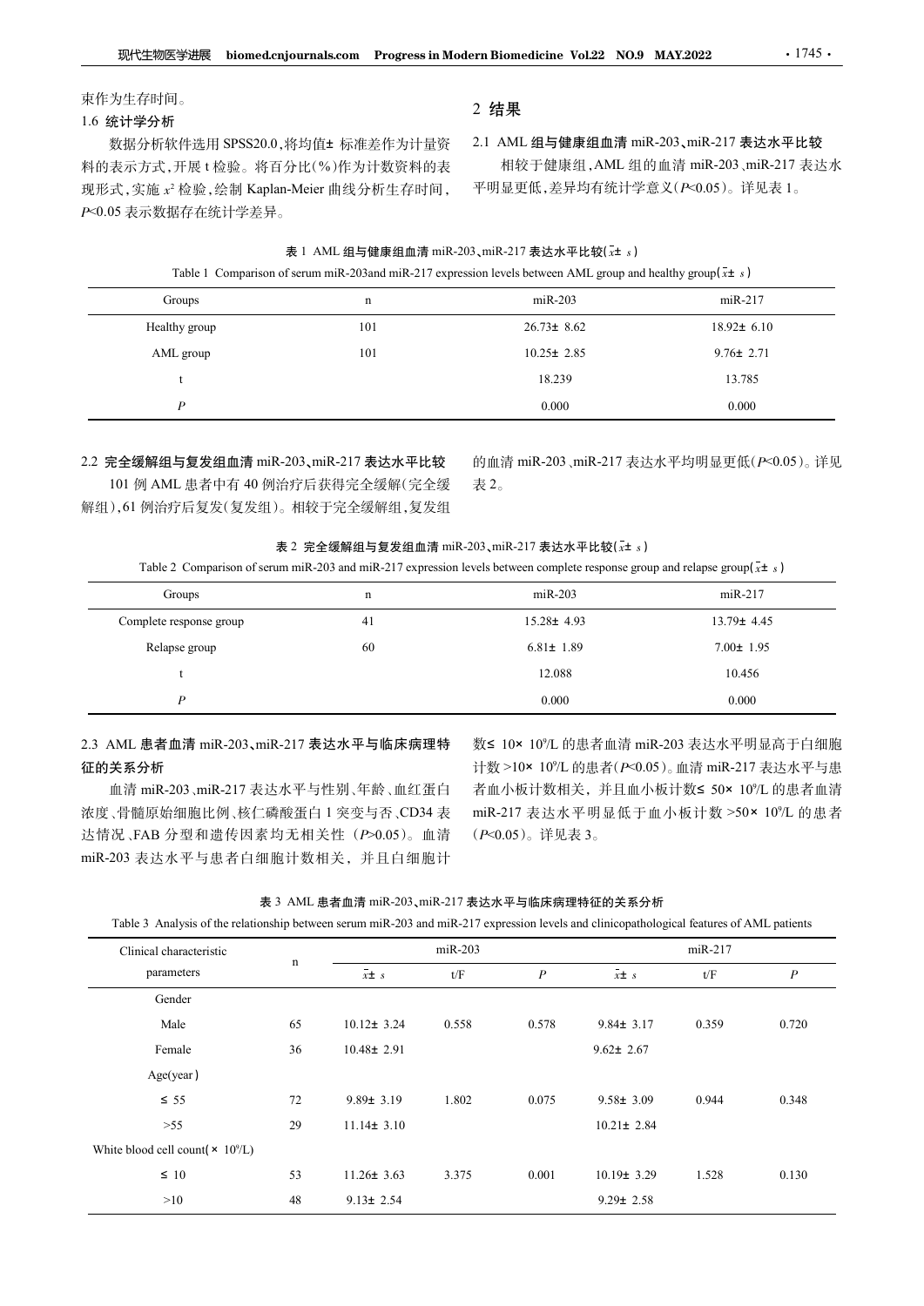束作为生存时间。

### 1.6 统计学分析

数据分析软件选用 SPSS20.0，将均值± 标准差作为计量资料的表示方式，开展 t 检验。将百分比(%)作为计数资料的表现形式，实施 $x^2$ 检验，绘制 Kaplan-Meier 曲线分析生存时间，$P<0.05$ 表示数据存在统计学差异。

## 2 结果

### 2.1 AML 组与健康组血清 miR-203、miR-217 表达水平比较

相较于健康组，AML 组的血清 miR-203、miR-217 表达水平明显更低，差异均有统计学意义($P<0.05$)。详见表 1。

**表 1 AML 组与健康组血清 miR-203、miR-217 表达水平比较($\bar{x}\pm s$)**

Table 1 Comparison of serum miR-203and miR-217 expression levels between AML group and healthy group($\bar{x}\pm s$)

| Groups | n | miR-203 | miR-217 |
|---|---|---|---|
| Healthy group | 101 | 26.73± 8.62 | 18.92± 6.10 |
| AML group | 101 | 10.25± 2.85 | 9.76± 2.71 |
| t | | 18.239 | 13.785 |
| $P$ | | 0.000 | 0.000 |

### 2.2 完全缓解组与复发组血清 miR-203、miR-217 表达水平比较

101 例 AML 患者中有 40 例治疗后获得完全缓解(完全缓解组)，61 例治疗后复发(复发组)。相较于完全缓解组，复发组的血清 miR-203、miR-217 表达水平均明显更低($P<0.05$)。详见表 2。

**表 2 完全缓解组与复发组血清 miR-203、miR-217 表达水平比较($\bar{x}\pm s$)**

Table 2 Comparison of serum miR-203 and miR-217 expression levels between complete response group and relapse group($\bar{x}\pm s$)

| Groups | n | miR-203 | miR-217 |
|---|---|---|---|
| Complete response group | 41 | 15.28± 4.93 | 13.79± 4.45 |
| Relapse group | 60 | 6.81± 1.89 | 7.00± 1.95 |
| t | | 12.088 | 10.456 |
| $P$ | | 0.000 | 0.000 |

### 2.3 AML 患者血清 miR-203、miR-217 表达水平与临床病理特征的关系分析

血清 miR-203、miR-217 表达水平与性别、年龄、血红蛋白浓度、骨髓原始细胞比例、核仁磷酸蛋白 1 突变与否、CD34 表达情况、FAB 分型和遗传因素均无相关性($P>0.05$)。血清 miR-203 表达水平与患者白细胞计数相关，并且白细胞计数≤ 10× $10^9$/L 的患者血清 miR-203 表达水平明显高于白细胞计数 >10× $10^9$/L 的患者($P<0.05$)。血清 miR-217 表达水平与患者血小板计数相关，并且血小板计数≤ 50× $10^9$/L 的患者血清 miR-217 表达水平明显低于血小板计数 >50× $10^9$/L 的患者($P<0.05$)。详见表 3。

**表 3 AML 患者血清 miR-203、miR-217 表达水平与临床病理特征的关系分析**

Table 3 Analysis of the relationship between serum miR-203 and miR-217 expression levels and clinicopathological features of AML patients

| Clinical characteristic parameters | n | miR-203 | | | miR-217 | | |
|---|---|---|---|---|---|---|---|
| | | $\bar{x}\pm s$ | t/F | $P$ | $\bar{x}\pm s$ | t/F | $P$ |
| Gender | | | | | | | |
| Male | 65 | 10.12± 3.24 | 0.558 | 0.578 | 9.84± 3.17 | 0.359 | 0.720 |
| Female | 36 | 10.48± 2.91 | | | 9.62± 2.67 | | |
| Age(year) | | | | | | | |
| ≤ 55 | 72 | 9.89± 3.19 | 1.802 | 0.075 | 9.58± 3.09 | 0.944 | 0.348 |
| >55 | 29 | 11.14± 3.10 | | | 10.21± 2.84 | | |
| White blood cell count(× $10^9$/L) | | | | | | | |
| ≤ 10 | 53 | 11.26± 3.63 | 3.375 | 0.001 | 10.19± 3.29 | 1.528 | 0.130 |
| >10 | 48 | 9.13± 2.54 | | | 9.29± 2.58 | | |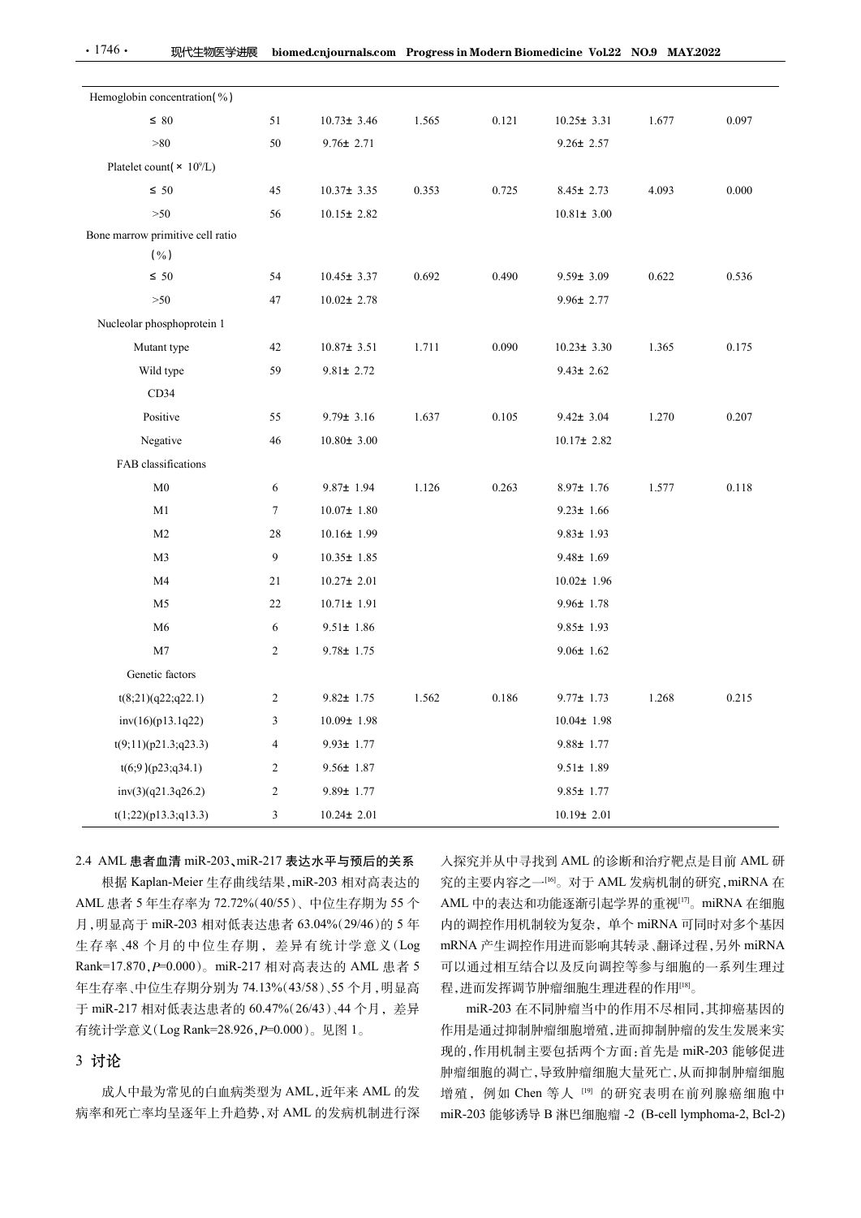| | | | | | | | |
|---|---|---|---|---|---|---|---|
| Hemoglobin concentration(%) | | | | | | | |
| ≤ 80 | 51 | 10.73± 3.46 | 1.565 | 0.121 | 10.25± 3.31 | 1.677 | 0.097 |
| >80 | 50 | 9.76± 2.71 | | | 9.26± 2.57 | | |
| Platelet count(× $10^9$/L) | | | | | | | |
| ≤ 50 | 45 | 10.37± 3.35 | 0.353 | 0.725 | 8.45± 2.73 | 4.093 | 0.000 |
| >50 | 56 | 10.15± 2.82 | | | 10.81± 3.00 | | |
| Bone marrow primitive cell ratio (%) | | | | | | | |
| ≤ 50 | 54 | 10.45± 3.37 | 0.692 | 0.490 | 9.59± 3.09 | 0.622 | 0.536 |
| >50 | 47 | 10.02± 2.78 | | | 9.96± 2.77 | | |
| Nucleolar phosphoprotein 1 | | | | | | | |
| Mutant type | 42 | 10.87± 3.51 | 1.711 | 0.090 | 10.23± 3.30 | 1.365 | 0.175 |
| Wild type | 59 | 9.81± 2.72 | | | 9.43± 2.62 | | |
| CD34 | | | | | | | |
| Positive | 55 | 9.79± 3.16 | 1.637 | 0.105 | 9.42± 3.04 | 1.270 | 0.207 |
| Negative | 46 | 10.80± 3.00 | | | 10.17± 2.82 | | |
| FAB classifications | | | | | | | |
| M0 | 6 | 9.87± 1.94 | 1.126 | 0.263 | 8.97± 1.76 | 1.577 | 0.118 |
| M1 | 7 | 10.07± 1.80 | | | 9.23± 1.66 | | |
| M2 | 28 | 10.16± 1.99 | | | 9.83± 1.93 | | |
| M3 | 9 | 10.35± 1.85 | | | 9.48± 1.69 | | |
| M4 | 21 | 10.27± 2.01 | | | 10.02± 1.96 | | |
| M5 | 22 | 10.71± 1.91 | | | 9.96± 1.78 | | |
| M6 | 6 | 9.51± 1.86 | | | 9.85± 1.93 | | |
| M7 | 2 | 9.78± 1.75 | | | 9.06± 1.62 | | |
| Genetic factors | | | | | | | |
| t(8;21)(q22;q22.1) | 2 | 9.82± 1.75 | 1.562 | 0.186 | 9.77± 1.73 | 1.268 | 0.215 |
| inv(16)(p13.1q22) | 3 | 10.09± 1.98 | | | 10.04± 1.98 | | |
| t(9;11)(p21.3;q23.3) | 4 | 9.93± 1.77 | | | 9.88± 1.77 | | |
| t(6;9)(p23;q34.1) | 2 | 9.56± 1.87 | | | 9.51± 1.89 | | |
| inv(3)(q21.3q26.2) | 2 | 9.89± 1.77 | | | 9.85± 1.77 | | |
| t(1;22)(p13.3;q13.3) | 3 | 10.24± 2.01 | | | 10.19± 2.01 | | |

### 2.4 AML 患者血清 miR-203、miR-217 表达水平与预后的关系

根据 Kaplan-Meier 生存曲线结果，miR-203 相对高表达的 AML 患者 5 年生存率为 72.72%(40/55)、中位生存期为 55 个月，明显高于 miR-203 相对低表达患者 63.04%(29/46)的 5 年生存率、48 个月的中位生存期，差异有统计学意义(Log Rank=17.870,$P$=0.000)。miR-217 相对高表达的 AML 患者 5 年生存率、中位生存期分别为 74.13%(43/58)、55 个月，明显高于 miR-217 相对低表达患者的 60.47%(26/43)、44 个月，差异有统计学意义(Log Rank=28.926,$P$=0.000)。见图 1。

## 3 讨论

成人中最为常见的白血病类型为 AML，近年来 AML 的发病率和死亡率均呈逐年上升趋势，对 AML 的发病机制进行深入探究并从中寻找到 AML 的诊断和治疗靶点是目前 AML 研究的主要内容之一[16]。对于 AML 发病机制的研究，miRNA 在 AML 中的表达和功能逐渐引起学界的重视[17]。miRNA 在细胞内的调控作用机制较为复杂，单个 miRNA 可同时对多个基因 mRNA 产生调控作用进而影响其转录、翻译过程，另外 miRNA 可以通过相互结合以及反向调控等参与细胞的一系列生理过程，进而发挥调节肿瘤细胞生理进程的作用[18]。

miR-203 在不同肿瘤当中的作用不尽相同，其抑癌基因的作用是通过抑制肿瘤细胞增殖，进而抑制肿瘤的发生发展来实现的，作用机制主要包括两个方面：首先是 miR-203 能够促进肿瘤细胞的凋亡，导致肿瘤细胞大量死亡，从而抑制肿瘤细胞增殖，例如 Chen 等人 [19] 的研究表明在前列腺癌细胞中 miR-203 能够诱导 B 淋巴细胞瘤 -2 (B-cell lymphoma-2, Bcl-2)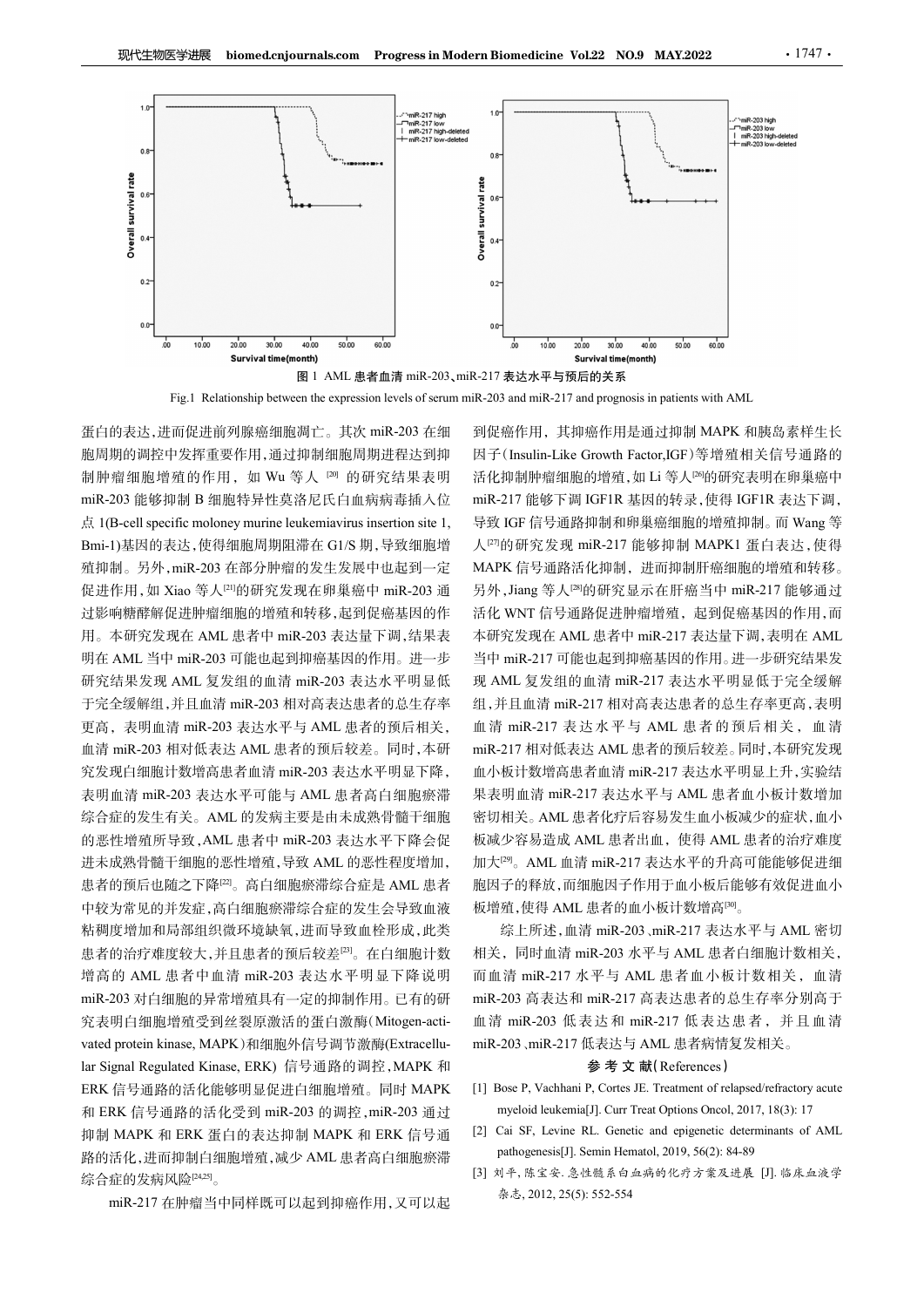图 1 AML 患者血清 miR-203、miR-217 表达水平与预后的关系

Fig.1 Relationship between the expression levels of serum miR-203 and miR-217 and prognosis in patients with AML

蛋白的表达,进而促进前列腺癌细胞凋亡。其次 miR-203 在细胞周期的调控中发挥重要作用,通过抑制细胞周期进程达到抑制肿瘤细胞增殖的作用，如 Wu 等人 [20] 的研究结果表明 miR-203 能够抑制 B 细胞特异性莫洛尼氏白血病病毒插入位点 1(B-cell specific moloney murine leukemiavirus insertion site 1, Bmi-1)基因的表达,使得细胞周期阻滞在 G1/S 期,导致细胞增殖抑制。另外,miR-203 在部分肿瘤的发生发展中也起到一定促进作用,如 Xiao 等人[21]的研究发现在卵巢癌中 miR-203 通过影响糖酵解促进肿瘤细胞的增殖和转移,起到促癌基因的作用。本研究发现在 AML 患者中 miR-203 表达量下调,结果表明在 AML 当中 miR-203 可能也起到抑癌基因的作用。进一步研究结果发现 AML 复发组的血清 miR-203 表达水平明显低于完全缓解组,并且血清 miR-203 相对高表达患者的总生存率更高，表明血清 miR-203 表达水平与 AML 患者的预后相关，血清 miR-203 相对低表达 AML 患者的预后较差。同时,本研究发现白细胞计数增高患者血清 miR-203 表达水平明显下降,表明血清 miR-203 表达水平可能与 AML 患者高白细胞瘀滞综合症的发生有关。AML 的发病主要是由未成熟骨髓干细胞的恶性增殖所导致,AML 患者中 miR-203 表达水平下降会促进未成熟骨髓干细胞的恶性增殖,导致 AML 的恶性程度增加,患者的预后也随之下降[22]。高白细胞瘀滞综合症是 AML 患者中较为常见的并发症,高白细胞瘀滞综合症的发生会导致血液粘稠度增加和局部组织微环境缺氧,进而导致血栓形成,此类患者的治疗难度较大,并且患者的预后较差[23]。在白细胞计数增高的 AML 患者中血清 miR-203 表达水平明显下降说明 miR-203 对白细胞的异常增殖具有一定的抑制作用。已有的研究表明白细胞增殖受到丝裂原激活的蛋白激酶(Mitogen-activated protein kinase, MAPK)和细胞外信号调节激酶(Extracellular Signal Regulated Kinase, ERK) 信号通路的调控,MAPK 和 ERK 信号通路的活化能够明显促进白细胞增殖。同时 MAPK 和 ERK 信号通路的活化受到 miR-203 的调控,miR-203 通过抑制 MAPK 和 ERK 蛋白的表达抑制 MAPK 和 ERK 信号通路的活化,进而抑制白细胞增殖,减少 AML 患者高白细胞瘀滞综合症的发病风险[24,25]。

miR-217 在肿瘤当中同样既可以起到抑癌作用,又可以起到促癌作用，其抑癌作用是通过抑制 MAPK 和胰岛素样生长因子(Insulin-Like Growth Factor,IGF)等增殖相关信号通路的活化抑制肿瘤细胞的增殖,如 Li 等人[26]的研究表明在卵巢癌中 miR-217 能够下调 IGF1R 基因的转录,使得 IGF1R 表达下调,导致 IGF 信号通路抑制和卵巢癌细胞的增殖抑制。而 Wang 等人[27]的研究发现 miR-217 能够抑制 MAPK1 蛋白表达,使得 MAPK 信号通路活化抑制，进而抑制肝癌细胞的增殖和转移。另外,Jiang 等人[28]的研究显示在肝癌当中 miR-217 能够通过活化 WNT 信号通路促进肿瘤增殖，起到促癌基因的作用,而本研究发现在 AML 患者中 miR-217 表达量下调,表明在 AML 当中 miR-217 可能也起到抑癌基因的作用。进一步研究结果发现 AML 复发组的血清 miR-217 表达水平明显低于完全缓解组,并且血清 miR-217 相对高表达患者的总生存率更高,表明血清 miR-217 表达水平与 AML 患者的预后相关，血清 miR-217 相对低表达 AML 患者的预后较差。同时,本研究发现血小板计数增高患者血清 miR-217 表达水平明显上升,实验结果表明血清 miR-217 表达水平与 AML 患者血小板计数增加密切相关。AML 患者化疗后容易发生血小板减少的症状,血小板减少容易造成 AML 患者出血，使得 AML 患者的治疗难度加大[29]。AML 血清 miR-217 表达水平的升高可能能够促进细胞因子的释放,而细胞因子作用于血小板后能够有效促进血小板增殖,使得 AML 患者的血小板计数增高[30]。

综上所述,血清 miR-203、miR-217 表达水平与 AML 密切相关，同时血清 miR-203 水平与 AML 患者白细胞计数相关，而血清 miR-217 水平与 AML 患者血小板计数相关，血清 miR-203 高表达和 miR-217 高表达患者的总生存率分别高于血清 miR-203 低表达和 miR-217 低表达患者，并且血清 miR-203、miR-217 低表达与 AML 患者病情复发相关。

## 参 考 文 献(References)

[1] Bose P, Vachhani P, Cortes JE. Treatment of relapsed/refractory acute myeloid leukemia[J]. Curr Treat Options Oncol, 2017, 18(3): 17

[2] Cai SF, Levine RL. Genetic and epigenetic determinants of AML pathogenesis[J]. Semin Hematol, 2019, 56(2): 84-89

[3] 刘平, 陈宝安. 急性髓系白血病的化疗方案及进展 [J]. 临床血液学杂志, 2012, 25(5): 552-554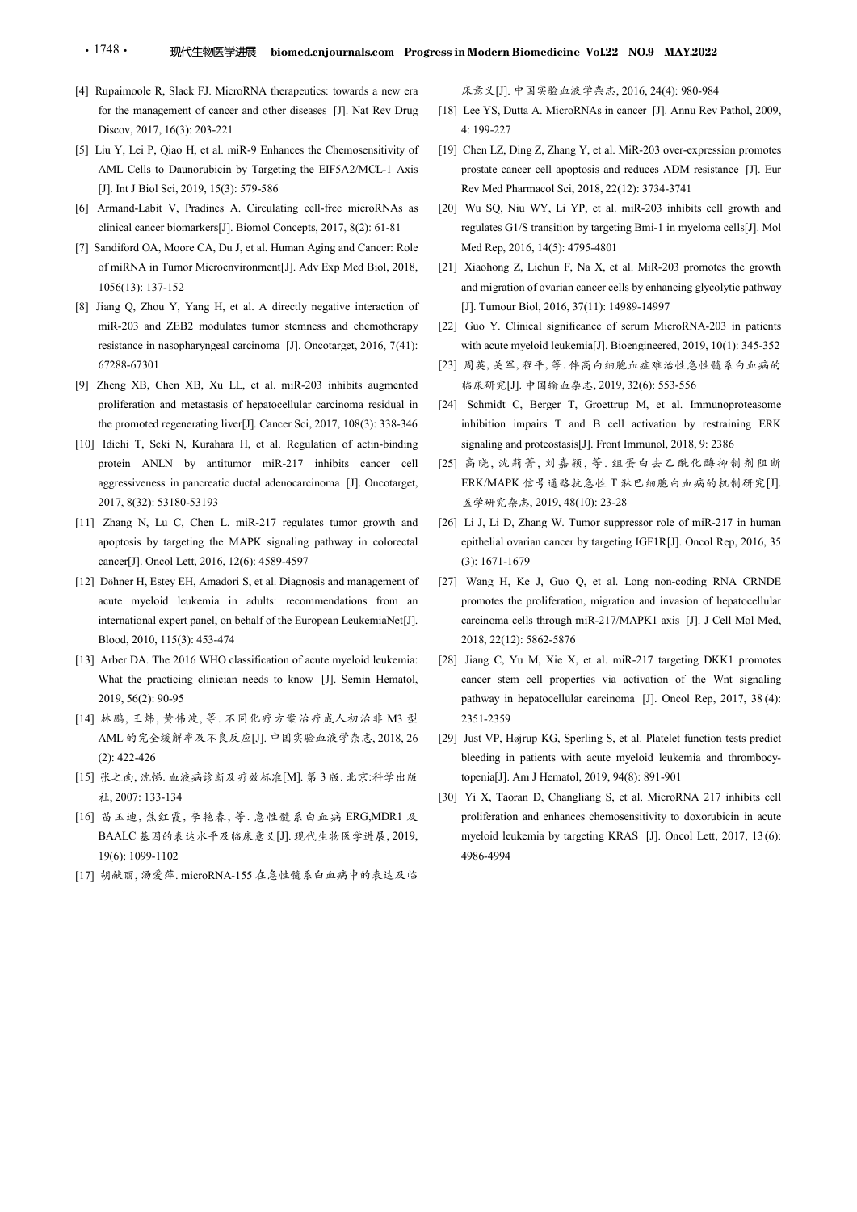[4] Rupaimoole R, Slack FJ. MicroRNA therapeutics: towards a new era for the management of cancer and other diseases [J]. Nat Rev Drug Discov, 2017, 16(3): 203-221

[5] Liu Y, Lei P, Qiao H, et al. miR-9 Enhances the Chemosensitivity of AML Cells to Daunorubicin by Targeting the EIF5A2/MCL-1 Axis [J]. Int J Biol Sci, 2019, 15(3): 579-586

[6] Armand-Labit V, Pradines A. Circulating cell-free microRNAs as clinical cancer biomarkers[J]. Biomol Concepts, 2017, 8(2): 61-81

[7] Sandiford OA, Moore CA, Du J, et al. Human Aging and Cancer: Role of miRNA in Tumor Microenvironment[J]. Adv Exp Med Biol, 2018, 1056(13): 137-152

[8] Jiang Q, Zhou Y, Yang H, et al. A directly negative interaction of miR-203 and ZEB2 modulates tumor stemness and chemotherapy resistance in nasopharyngeal carcinoma [J]. Oncotarget, 2016, 7(41): 67288-67301

[9] Zheng XB, Chen XB, Xu LL, et al. miR-203 inhibits augmented proliferation and metastasis of hepatocellular carcinoma residual in the promoted regenerating liver[J]. Cancer Sci, 2017, 108(3): 338-346

[10] Idichi T, Seki N, Kurahara H, et al. Regulation of actin-binding protein ANLN by antitumor miR-217 inhibits cancer cell aggressiveness in pancreatic ductal adenocarcinoma [J]. Oncotarget, 2017, 8(32): 53180-53193

[11] Zhang N, Lu C, Chen L. miR-217 regulates tumor growth and apoptosis by targeting the MAPK signaling pathway in colorectal cancer[J]. Oncol Lett, 2016, 12(6): 4589-4597

[12] Döhner H, Estey EH, Amadori S, et al. Diagnosis and management of acute myeloid leukemia in adults: recommendations from an international expert panel, on behalf of the European LeukemiaNet[J]. Blood, 2010, 115(3): 453-474

[13] Arber DA. The 2016 WHO classification of acute myeloid leukemia: What the practicing clinician needs to know [J]. Semin Hematol, 2019, 56(2): 90-95

[14] 林鹏, 王炜, 黄伟波, 等. 不同化疗方案治疗成人初治非 M3 型 AML 的完全缓解率及不良反应[J]. 中国实验血液学杂志, 2018, 26 (2): 422-426

[15] 张之南, 沈悌. 血液病诊断及疗效标准[M]. 第 3 版. 北京:科学出版社, 2007: 133-134

[16] 苗玉迪, 焦红霞, 李艳春, 等. 急性髓系白血病 ERG,MDR1 及 BAALC 基因的表达水平及临床意义[J]. 现代生物医学进展, 2019, 19(6): 1099-1102

[17] 胡献丽, 汤爱萍. microRNA-155 在急性髓系白血病中的表达及临床意义[J]. 中国实验血液学杂志, 2016, 24(4): 980-984

[18] Lee YS, Dutta A. MicroRNAs in cancer [J]. Annu Rev Pathol, 2009, 4: 199-227

[19] Chen LZ, Ding Z, Zhang Y, et al. MiR-203 over-expression promotes prostate cancer cell apoptosis and reduces ADM resistance [J]. Eur Rev Med Pharmacol Sci, 2018, 22(12): 3734-3741

[20] Wu SQ, Niu WY, Li YP, et al. miR-203 inhibits cell growth and regulates G1/S transition by targeting Bmi-1 in myeloma cells[J]. Mol Med Rep, 2016, 14(5): 4795-4801

[21] Xiaohong Z, Lichun F, Na X, et al. MiR-203 promotes the growth and migration of ovarian cancer cells by enhancing glycolytic pathway [J]. Tumour Biol, 2016, 37(11): 14989-14997

[22] Guo Y. Clinical significance of serum MicroRNA-203 in patients with acute myeloid leukemia[J]. Bioengineered, 2019, 10(1): 345-352

[23] 周英, 关军, 程平, 等. 伴高白细胞血症难治性急性髓系白血病的临床研究[J]. 中国输血杂志, 2019, 32(6): 553-556

[24] Schmidt C, Berger T, Groettrup M, et al. Immunoproteasome inhibition impairs T and B cell activation by restraining ERK signaling and proteostasis[J]. Front Immunol, 2018, 9: 2386

[25] 高晓, 沈莉菁, 刘嘉颖, 等. 组蛋白去乙酰化酶抑制剂阻断 ERK/MAPK 信号通路抗急性 T 淋巴细胞白血病的机制研究[J]. 医学研究杂志, 2019, 48(10): 23-28

[26] Li J, Li D, Zhang W. Tumor suppressor role of miR-217 in human epithelial ovarian cancer by targeting IGF1R[J]. Oncol Rep, 2016, 35 (3): 1671-1679

[27] Wang H, Ke J, Guo Q, et al. Long non-coding RNA CRNDE promotes the proliferation, migration and invasion of hepatocellular carcinoma cells through miR-217/MAPK1 axis [J]. J Cell Mol Med, 2018, 22(12): 5862-5876

[28] Jiang C, Yu M, Xie X, et al. miR-217 targeting DKK1 promotes cancer stem cell properties via activation of the Wnt signaling pathway in hepatocellular carcinoma [J]. Oncol Rep, 2017, 38 (4): 2351-2359

[29] Just VP, Højrup KG, Sperling S, et al. Platelet function tests predict bleeding in patients with acute myeloid leukemia and thrombocytopenia[J]. Am J Hematol, 2019, 94(8): 891-901

[30] Yi X, Taoran D, Changliang S, et al. MicroRNA 217 inhibits cell proliferation and enhances chemosensitivity to doxorubicin in acute myeloid leukemia by targeting KRAS [J]. Oncol Lett, 2017, 13(6): 4986-4994